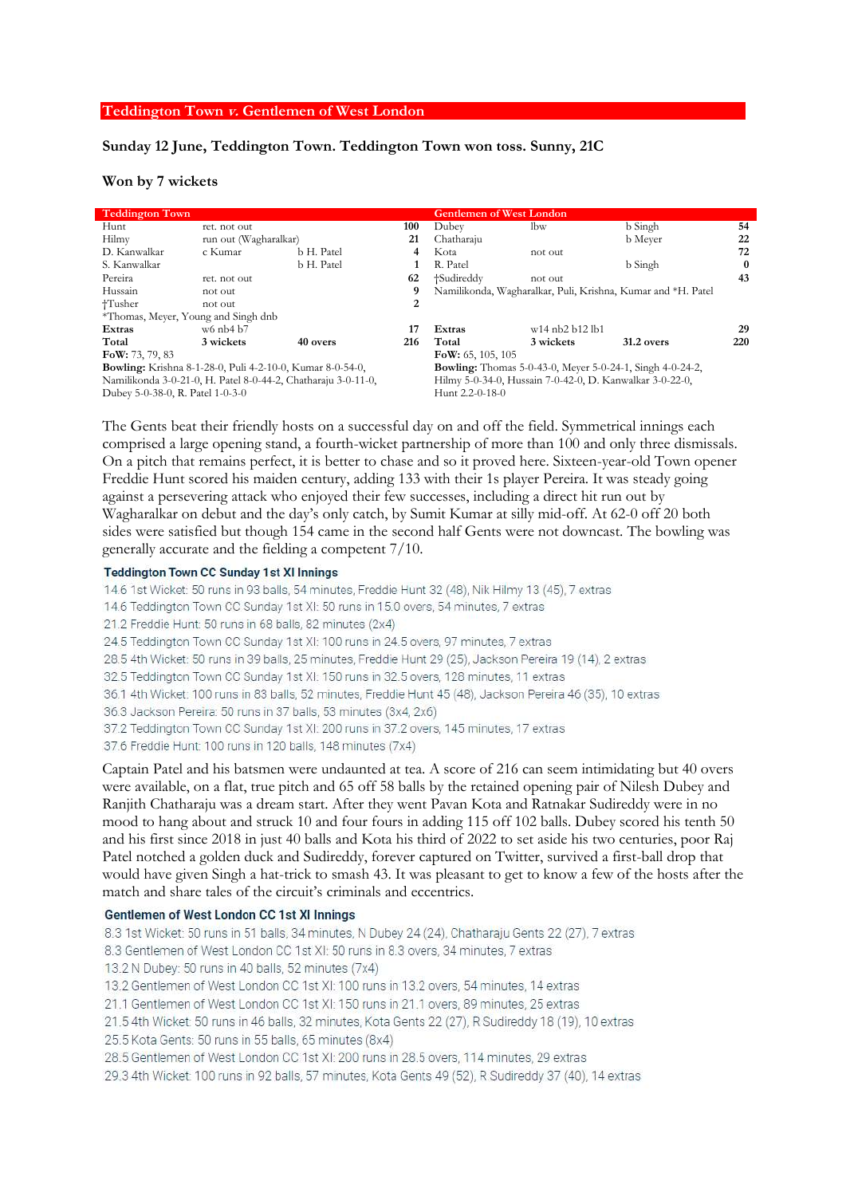## Teddington Town *v.* Gentlemen of West London

**Sunday 12 June, Teddington Town. Teddington Town won toss. Sunny, 21C**

**Won by 7 wickets**

| Teddington Town | | | |
|---|---|---|---|
| Hunt | ret. not out | | 100 |
| Hilmy | run out (Wagharalkar) | | 21 |
| D. Kanwalkar | c Kumar | b H. Patel | 4 |
| S. Kanwalkar | | b H. Patel | 1 |
| Pereira | ret. not out | | 62 |
| Hussain | not out | | 9 |
| †Tusher | not out | | 2 |
| *Thomas, Meyer, Young and Singh dnb | | | |
| **Extras** | w6 nb4 b7 | | 17 |
| **Total** | 3 wickets | 40 overs | 216 |

**FoW:** 73, 79, 83

**Bowling:** Krishna 8-1-28-0, Puli 4-2-10-0, Kumar 8-0-54-0, Namilikonda 3-0-21-0, H. Patel 8-0-44-2, Chatharaju 3-0-11-0, Dubey 5-0-38-0, R. Patel 1-0-3-0

| Gentlemen of West London | | | |
|---|---|---|---|
| Dubey | lbw | b Singh | 54 |
| Chatharaju | | b Meyer | 22 |
| Kota | not out | | 72 |
| R. Patel | | b Singh | 0 |
| †Sudireddy | not out | | 43 |
| Namilikonda, Wagharalkar, Puli, Krishna, Kumar and *H. Patel | | | |
| **Extras** | w14 nb2 b12 lb1 | | 29 |
| **Total** | 3 wickets | 31.2 overs | 220 |

**FoW:** 65, 105, 105

**Bowling:** Thomas 5-0-43-0, Meyer 5-0-24-1, Singh 4-0-24-2, Hilmy 5-0-34-0, Hussain 7-0-42-0, D. Kanwalkar 3-0-22-0, Hunt 2.2-0-18-0

The Gents beat their friendly hosts on a successful day on and off the field. Symmetrical innings each comprised a large opening stand, a fourth-wicket partnership of more than 100 and only three dismissals. On a pitch that remains perfect, it is better to chase and so it proved here. Sixteen-year-old Town opener Freddie Hunt scored his maiden century, adding 133 with their 1s player Pereira. It was steady going against a persevering attack who enjoyed their few successes, including a direct hit run out by Wagharalkar on debut and the day's only catch, by Sumit Kumar at silly mid-off. At 62-0 off 20 both sides were satisfied but though 154 came in the second half Gents were not downcast. The bowling was generally accurate and the fielding a competent 7/10.

**Teddington Town CC Sunday 1st XI Innings**

14.6 1st Wicket: 50 runs in 93 balls, 54 minutes, Freddie Hunt 32 (48), Nik Hilmy 13 (45), 7 extras
14.6 Teddington Town CC Sunday 1st XI: 50 runs in 15.0 overs, 54 minutes, 7 extras
21.2 Freddie Hunt: 50 runs in 68 balls, 82 minutes (2x4)
24.5 Teddington Town CC Sunday 1st XI: 100 runs in 24.5 overs, 97 minutes, 7 extras
28.5 4th Wicket: 50 runs in 39 balls, 25 minutes, Freddie Hunt 29 (25), Jackson Pereira 19 (14), 2 extras
32.5 Teddington Town CC Sunday 1st XI: 150 runs in 32.5 overs, 128 minutes, 11 extras
36.1 4th Wicket: 100 runs in 83 balls, 52 minutes, Freddie Hunt 45 (48), Jackson Pereira 46 (35), 10 extras
36.3 Jackson Pereira: 50 runs in 37 balls, 53 minutes (3x4, 2x6)
37.2 Teddington Town CC Sunday 1st XI: 200 runs in 37.2 overs, 145 minutes, 17 extras
37.6 Freddie Hunt: 100 runs in 120 balls, 148 minutes (7x4)

Captain Patel and his batsmen were undaunted at tea. A score of 216 can seem intimidating but 40 overs were available, on a flat, true pitch and 65 off 58 balls by the retained opening pair of Nilesh Dubey and Ranjith Chatharaju was a dream start. After they went Pavan Kota and Ratnakar Sudireddy were in no mood to hang about and struck 10 and four fours in adding 115 off 102 balls. Dubey scored his tenth 50 and his first since 2018 in just 40 balls and Kota his third of 2022 to set aside his two centuries, poor Raj Patel notched a golden duck and Sudireddy, forever captured on Twitter, survived a first-ball drop that would have given Singh a hat-trick to smash 43. It was pleasant to get to know a few of the hosts after the match and share tales of the circuit's criminals and eccentrics.

**Gentlemen of West London CC 1st XI Innings**

8.3 1st Wicket: 50 runs in 51 balls, 34 minutes, N Dubey 24 (24), Chatharaju Gents 22 (27), 7 extras
8.3 Gentlemen of West London CC 1st XI: 50 runs in 8.3 overs, 34 minutes, 7 extras
13.2 N Dubey: 50 runs in 40 balls, 52 minutes (7x4)
13.2 Gentlemen of West London CC 1st XI: 100 runs in 13.2 overs, 54 minutes, 14 extras
21.1 Gentlemen of West London CC 1st XI: 150 runs in 21.1 overs, 89 minutes, 25 extras
21.5 4th Wicket: 50 runs in 46 balls, 32 minutes, Kota Gents 22 (27), R Sudireddy 18 (19), 10 extras
25.5 Kota Gents: 50 runs in 55 balls, 65 minutes (8x4)
28.5 Gentlemen of West London CC 1st XI: 200 runs in 28.5 overs, 114 minutes, 29 extras
29.3 4th Wicket: 100 runs in 92 balls, 57 minutes, Kota Gents 49 (52), R Sudireddy 37 (40), 14 extras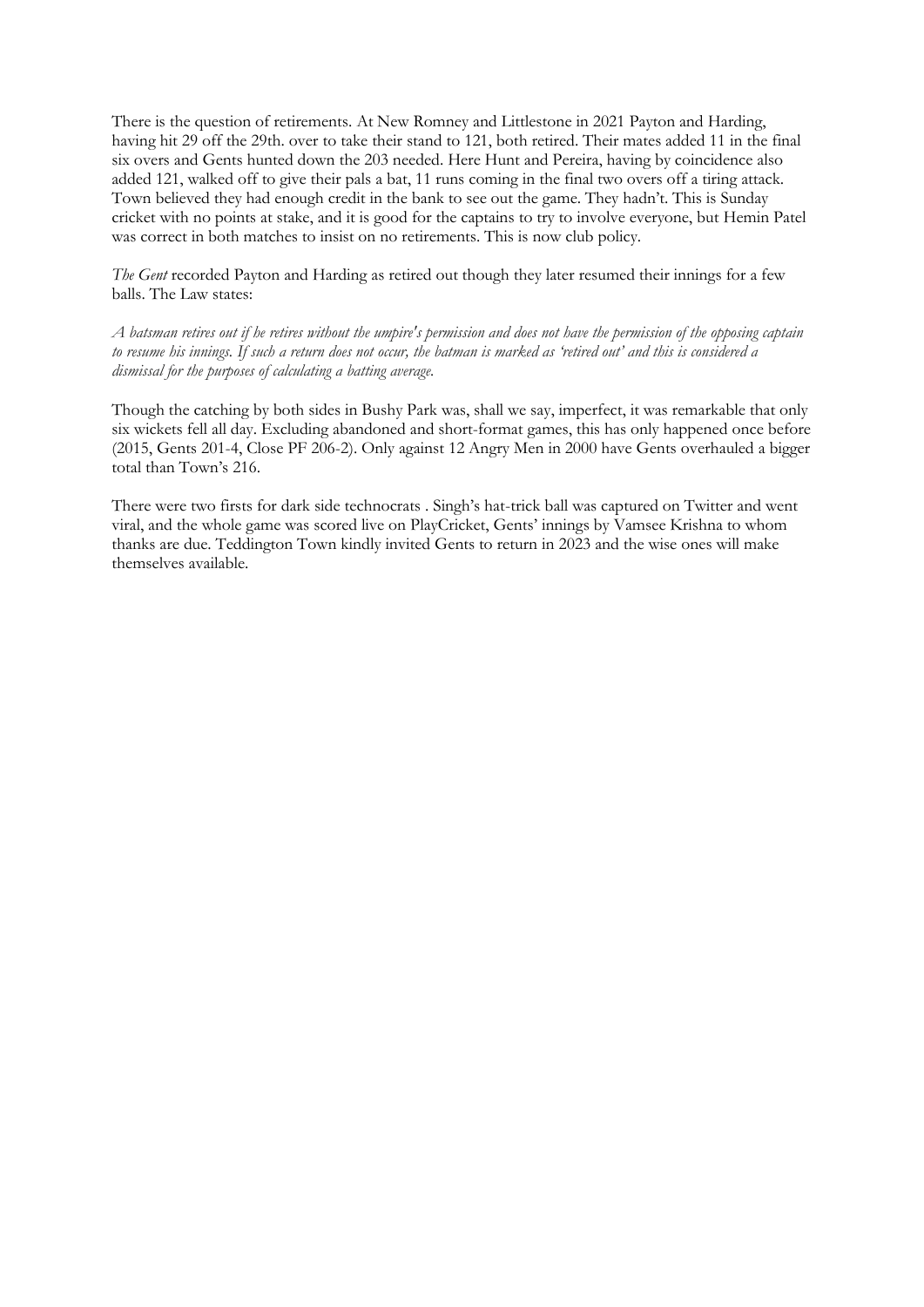There is the question of retirements. At New Romney and Littlestone in 2021 Payton and Harding, having hit 29 off the 29th. over to take their stand to 121, both retired. Their mates added 11 in the final six overs and Gents hunted down the 203 needed. Here Hunt and Pereira, having by coincidence also added 121, walked off to give their pals a bat, 11 runs coming in the final two overs off a tiring attack. Town believed they had enough credit in the bank to see out the game. They hadn't. This is Sunday cricket with no points at stake, and it is good for the captains to try to involve everyone, but Hemin Patel was correct in both matches to insist on no retirements. This is now club policy.

*The Gent* recorded Payton and Harding as retired out though they later resumed their innings for a few balls. The Law states:

*A batsman retires out if he retires without the umpire's permission and does not have the permission of the opposing captain to resume his innings. If such a return does not occur, the batman is marked as 'retired out' and this is considered a dismissal for the purposes of calculating a batting average.*

Though the catching by both sides in Bushy Park was, shall we say, imperfect, it was remarkable that only six wickets fell all day. Excluding abandoned and short-format games, this has only happened once before (2015, Gents 201-4, Close PF 206-2). Only against 12 Angry Men in 2000 have Gents overhauled a bigger total than Town's 216.

There were two firsts for dark side technocrats . Singh's hat-trick ball was captured on Twitter and went viral, and the whole game was scored live on PlayCricket, Gents' innings by Vamsee Krishna to whom thanks are due. Teddington Town kindly invited Gents to return in 2023 and the wise ones will make themselves available.